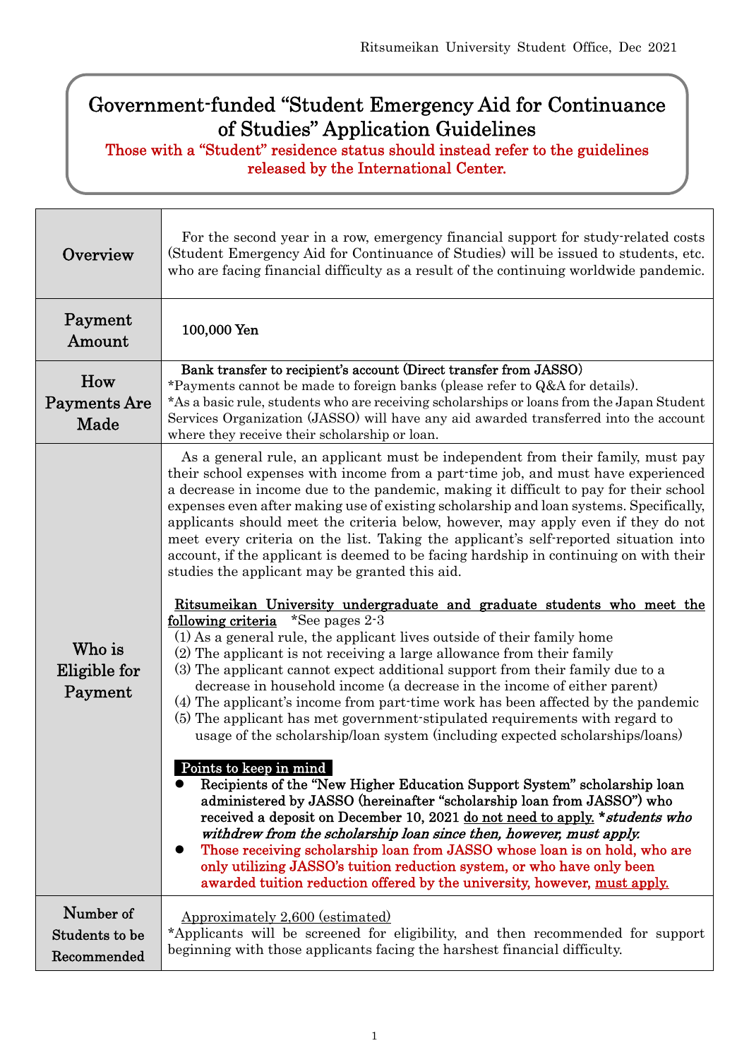Ritsumeikan University Student Office, Dec 2021

# Government-funded "Student Emergency Aid for Continuance of Studies" Application Guidelines

**Those with a "Student" residence status should instead refer to the guidelines released by the International Center.**

| | |
|---|---|
| Overview | For the second year in a row, emergency financial support for study-related costs (Student Emergency Aid for Continuance of Studies) will be issued to students, etc. who are facing financial difficulty as a result of the continuing worldwide pandemic. |
| Payment Amount | 100,000 Yen |
| How Payments Are Made | Bank transfer to recipient's account (Direct transfer from JASSO)<br>*Payments cannot be made to foreign banks (please refer to Q&A for details).<br>*As a basic rule, students who are receiving scholarships or loans from the Japan Student Services Organization (JASSO) will have any aid awarded transferred into the account where they receive their scholarship or loan. |
| Who is Eligible for Payment | As a general rule, an applicant must be independent from their family, must pay their school expenses with income from a part-time job, and must have experienced a decrease in income due to the pandemic, making it difficult to pay for their school expenses even after making use of existing scholarship and loan systems. Specifically, applicants should meet the criteria below, however, may apply even if they do not meet every criteria on the list. Taking the applicant's self-reported situation into account, if the applicant is deemed to be facing hardship in continuing on with their studies the applicant may be granted this aid.<br><br><u>Ritsumeikan University undergraduate and graduate students who meet the following criteria</u> *See pages 2-3<br>(1) As a general rule, the applicant lives outside of their family home<br>(2) The applicant is not receiving a large allowance from their family<br>(3) The applicant cannot expect additional support from their family due to a decrease in household income (a decrease in the income of either parent)<br>(4) The applicant's income from part-time work has been affected by the pandemic<br>(5) The applicant has met government-stipulated requirements with regard to usage of the scholarship/loan system (including expected scholarships/loans)<br><br>**Points to keep in mind**<br>● **Recipients of the "New Higher Education Support System" scholarship loan administered by JASSO (hereinafter "scholarship loan from JASSO") who received a deposit on December 10, 2021 <u>do not need to apply.</u>** ***students who withdrew from the scholarship loan since then, however, must apply.***<br>● **Those receiving scholarship loan from JASSO whose loan is on hold, who are only utilizing JASSO's tuition reduction system, or who have only been awarded tuition reduction offered by the university, however, <u>must apply.</u>** |
| Number of Students to be Recommended | <u>Approximately 2,600 (estimated)</u><br>*Applicants will be screened for eligibility, and then recommended for support beginning with those applicants facing the harshest financial difficulty. |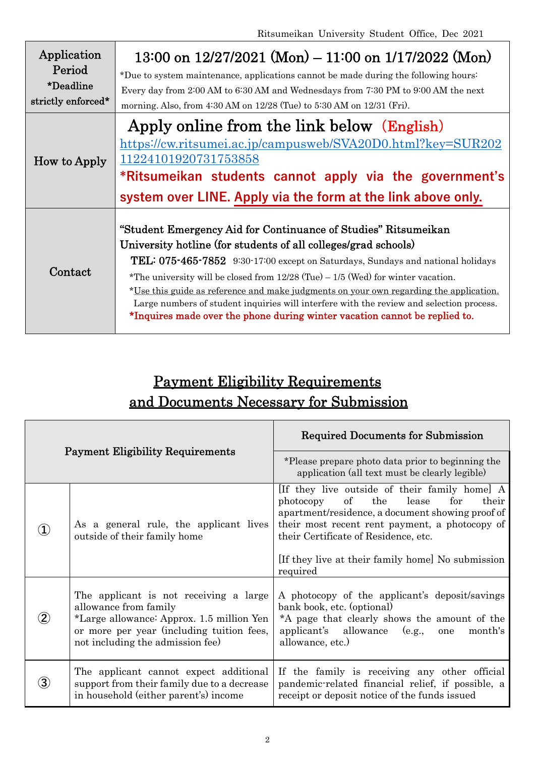Ritsumeikan University Student Office, Dec 2021

| | |
|---|---|
| Application Period *Deadline strictly enforced* | **13:00 on 12/27/2021 (Mon) – 11:00 on 1/17/2022 (Mon)** *Due to system maintenance, applications cannot be made during the following hours: Every day from 2:00 AM to 6:30 AM and Wednesdays from 7:30 PM to 9:00 AM the next morning. Also, from 4:30 AM on 12/28 (Tue) to 5:30 AM on 12/31 (Fri). |
| How to Apply | **Apply online from the link below (English)** https://cw.ritsumei.ac.jp/campusweb/SVA20D0.html?key=SUR20211224101920731753858 **\*Ritsumeikan students cannot apply via the government's system over LINE. Apply via the form at the link above only.** |
| Contact | **"Student Emergency Aid for Continuance of Studies" Ritsumeikan University hotline (for students of all colleges/grad schools)** **TEL: 075-465-7852** 9:30-17:00 except on Saturdays, Sundays and national holidays *The university will be closed from 12/28 (Tue) – 1/5 (Wed) for winter vacation. *Use this guide as reference and make judgments on your own regarding the application. Large numbers of student inquiries will interfere with the review and selection process. **\*Inquires made over the phone during winter vacation cannot be replied to.** |

## Payment Eligibility Requirements and Documents Necessary for Submission

| | Payment Eligibility Requirements | Required Documents for Submission *Please prepare photo data prior to beginning the application (all text must be clearly legible) |
|---|---|---|
| ① | As a general rule, the applicant lives outside of their family home | [If they live outside of their family home] A photocopy of the lease for their apartment/residence, a document showing proof of their most recent rent payment, a photocopy of their Certificate of Residence, etc. [If they live at their family home] No submission required |
| ② | The applicant is not receiving a large allowance from family *Large allowance: Approx. 1.5 million Yen or more per year (including tuition fees, not including the admission fee) | A photocopy of the applicant's deposit/savings bank book, etc. (optional) *A page that clearly shows the amount of the applicant's allowance (e.g., one month's allowance, etc.) |
| ③ | The applicant cannot expect additional support from their family due to a decrease in household (either parent's) income | If the family is receiving any other official pandemic-related financial relief, if possible, a receipt or deposit notice of the funds issued |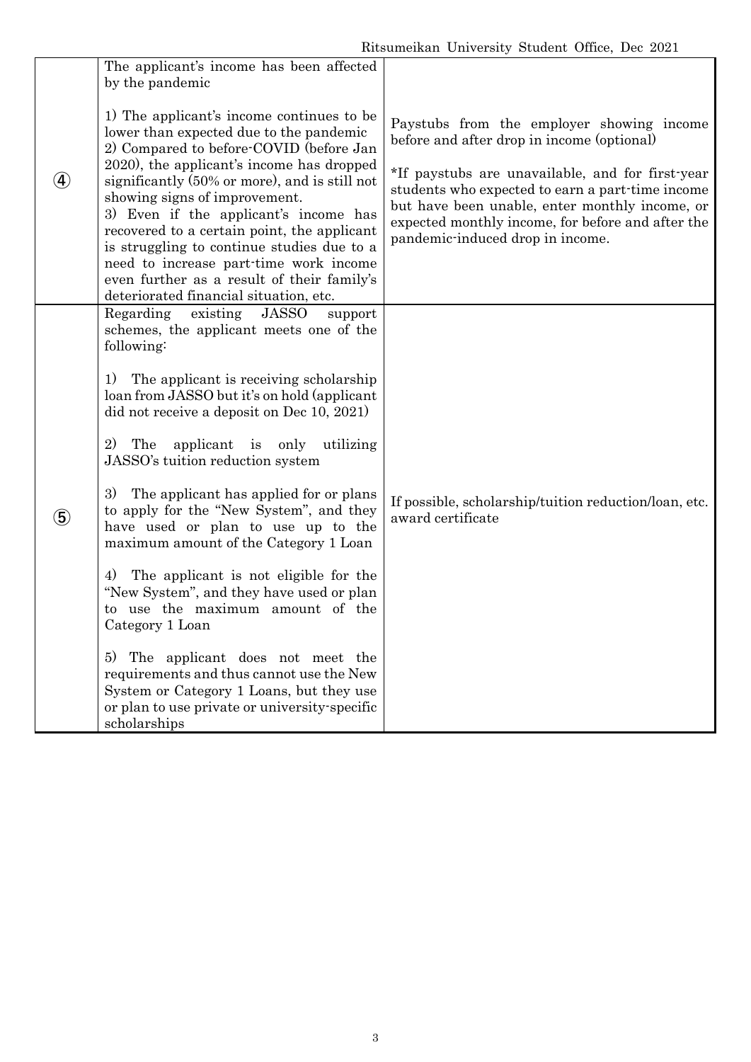| | | |
|---|---|---|
| ④ | The applicant's income has been affected by the pandemic<br><br>1) The applicant's income continues to be lower than expected due to the pandemic<br>2) Compared to before-COVID (before Jan 2020), the applicant's income has dropped significantly (50% or more), and is still not showing signs of improvement.<br>3) Even if the applicant's income has recovered to a certain point, the applicant is struggling to continue studies due to a need to increase part-time work income even further as a result of their family's deteriorated financial situation, etc. | Paystubs from the employer showing income before and after drop in income (optional)<br><br>*If paystubs are unavailable, and for first-year students who expected to earn a part-time income but have been unable, enter monthly income, or expected monthly income, for before and after the pandemic-induced drop in income. |
| ⑤ | Regarding existing JASSO support schemes, the applicant meets one of the following:<br><br>1) The applicant is receiving scholarship loan from JASSO but it's on hold (applicant did not receive a deposit on Dec 10, 2021)<br><br>2) The applicant is only utilizing JASSO's tuition reduction system<br><br>3) The applicant has applied for or plans to apply for the "New System", and they have used or plan to use up to the maximum amount of the Category 1 Loan<br><br>4) The applicant is not eligible for the "New System", and they have used or plan to use the maximum amount of the Category 1 Loan<br><br>5) The applicant does not meet the requirements and thus cannot use the New System or Category 1 Loans, but they use or plan to use private or university-specific scholarships | If possible, scholarship/tuition reduction/loan, etc. award certificate |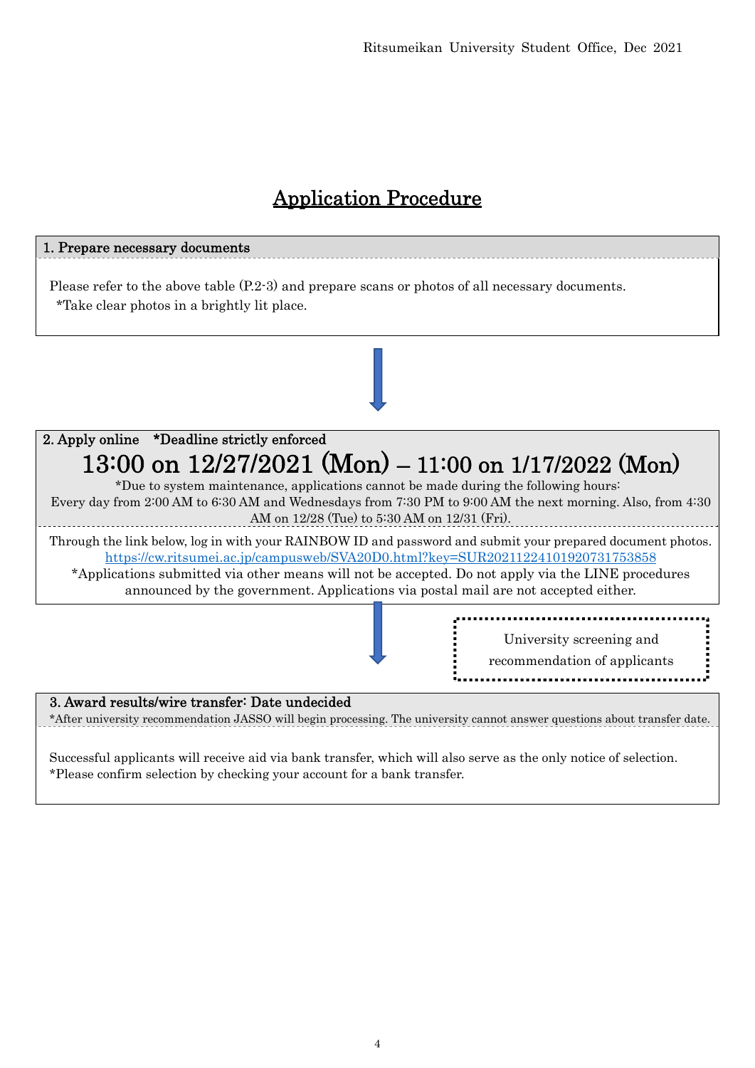# Application Procedure

## 1. Prepare necessary documents

Please refer to the above table (P.2-3) and prepare scans or photos of all necessary documents.
*Take clear photos in a brightly lit place.

## 2. Apply online *Deadline strictly enforced

## 13:00 on 12/27/2021 (Mon) – 11:00 on 1/17/2022 (Mon)

*Due to system maintenance, applications cannot be made during the following hours:
Every day from 2:00 AM to 6:30 AM and Wednesdays from 7:30 PM to 9:00 AM the next morning. Also, from 4:30 AM on 12/28 (Tue) to 5:30 AM on 12/31 (Fri).

Through the link below, log in with your RAINBOW ID and password and submit your prepared document photos.
https://cw.ritsumei.ac.jp/campusweb/SVA20D0.html?key=SUR20211224101920731753858
*Applications submitted via other means will not be accepted. Do not apply via the LINE procedures announced by the government. Applications via postal mail are not accepted either.

University screening and recommendation of applicants

## 3. Award results/wire transfer: Date undecided

*After university recommendation JASSO will begin processing. The university cannot answer questions about transfer date.

Successful applicants will receive aid via bank transfer, which will also serve as the only notice of selection.
*Please confirm selection by checking your account for a bank transfer.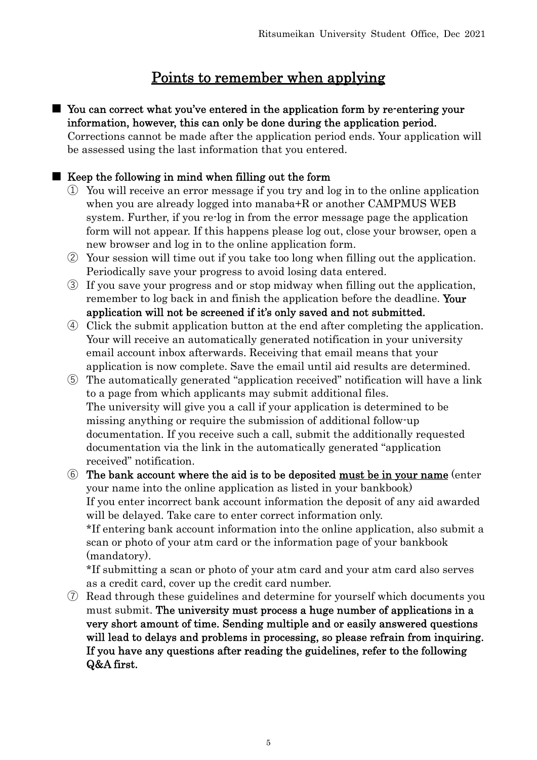## Points to remember when applying

■ **You can correct what you've entered in the application form by re-entering your information, however, this can only be done during the application period.** Corrections cannot be made after the application period ends. Your application will be assessed using the last information that you entered.

■ **Keep the following in mind when filling out the form**

① You will receive an error message if you try and log in to the online application when you are already logged into manaba+R or another CAMPMUS WEB system. Further, if you re-log in from the error message page the application form will not appear. If this happens please log out, close your browser, open a new browser and log in to the online application form.

② Your session will time out if you take too long when filling out the application. Periodically save your progress to avoid losing data entered.

③ If you save your progress and or stop midway when filling out the application, remember to log back in and finish the application before the deadline. **Your application will not be screened if it's only saved and not submitted.**

④ Click the submit application button at the end after completing the application. Your will receive an automatically generated notification in your university email account inbox afterwards. Receiving that email means that your application is now complete. Save the email until aid results are determined.

⑤ The automatically generated "application received" notification will have a link to a page from which applicants may submit additional files.
The university will give you a call if your application is determined to be missing anything or require the submission of additional follow-up documentation. If you receive such a call, submit the additionally requested documentation via the link in the automatically generated "application received" notification.

⑥ **The bank account where the aid is to be deposited <u>must be in your name</u>** (enter your name into the online application as listed in your bankbook)
If you enter incorrect bank account information the deposit of any aid awarded will be delayed. Take care to enter correct information only.
*If entering bank account information into the online application, also submit a scan or photo of your atm card or the information page of your bankbook (mandatory).
*If submitting a scan or photo of your atm card and your atm card also serves as a credit card, cover up the credit card number.

⑦ Read through these guidelines and determine for yourself which documents you must submit. **The university must process a huge number of applications in a very short amount of time. Sending multiple and or easily answered questions will lead to delays and problems in processing, so please refrain from inquiring. If you have any questions after reading the guidelines, refer to the following Q&A first.**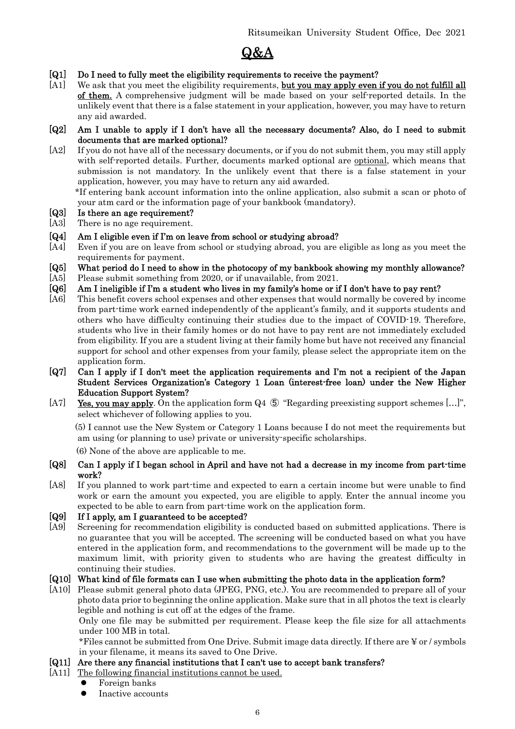Ritsumeikan University Student Office, Dec 2021

# Q&A

**[Q1] Do I need to fully meet the eligibility requirements to receive the payment?**

[A1] We ask that you meet the eligibility requirements, **but you may apply even if you do not fulfill all of them.** A comprehensive judgment will be made based on your self-reported details. In the unlikely event that there is a false statement in your application, however, you may have to return any aid awarded.

**[Q2] Am I unable to apply if I don't have all the necessary documents? Also, do I need to submit documents that are marked optional?**

[A2] If you do not have all of the necessary documents, or if you do not submit them, you may still apply with self-reported details. Further, documents marked optional are optional, which means that submission is not mandatory. In the unlikely event that there is a false statement in your application, however, you may have to return any aid awarded.

*If entering bank account information into the online application, also submit a scan or photo of your atm card or the information page of your bankbook (mandatory).

**[Q3] Is there an age requirement?**

[A3] There is no age requirement.

**[Q4] Am I eligible even if I'm on leave from school or studying abroad?**

[A4] Even if you are on leave from school or studying abroad, you are eligible as long as you meet the requirements for payment.

**[Q5] What period do I need to show in the photocopy of my bankbook showing my monthly allowance?**

[A5] Please submit something from 2020, or if unavailable, from 2021.

**[Q6] Am I ineligible if I'm a student who lives in my family's home or if I don't have to pay rent?**

[A6] This benefit covers school expenses and other expenses that would normally be covered by income from part-time work earned independently of the applicant's family, and it supports students and others who have difficulty continuing their studies due to the impact of COVID-19. Therefore, students who live in their family homes or do not have to pay rent are not immediately excluded from eligibility. If you are a student living at their family home but have not received any financial support for school and other expenses from your family, please select the appropriate item on the application form.

**[Q7] Can I apply if I don't meet the application requirements and I'm not a recipient of the Japan Student Services Organization's Category 1 Loan (interest-free loan) under the New Higher Education Support System?**

[A7] **Yes, you may apply**. On the application form Q4 ⑤ "Regarding preexisting support schemes […]", select whichever of following applies to you.

(5) I cannot use the New System or Category 1 Loans because I do not meet the requirements but am using (or planning to use) private or university-specific scholarships.

(6) None of the above are applicable to me.

**[Q8] Can I apply if I began school in April and have not had a decrease in my income from part-time work?**

[A8] If you planned to work part-time and expected to earn a certain income but were unable to find work or earn the amount you expected, you are eligible to apply. Enter the annual income you expected to be able to earn from part-time work on the application form.

**[Q9] If I apply, am I guaranteed to be accepted?**

[A9] Screening for recommendation eligibility is conducted based on submitted applications. There is no guarantee that you will be accepted. The screening will be conducted based on what you have entered in the application form, and recommendations to the government will be made up to the maximum limit, with priority given to students who are having the greatest difficulty in continuing their studies.

**[Q10] What kind of file formats can I use when submitting the photo data in the application form?**

[A10] Please submit general photo data (JPEG, PNG, etc.). You are recommended to prepare all of your photo data prior to beginning the online application. Make sure that in all photos the text is clearly legible and nothing is cut off at the edges of the frame.

Only one file may be submitted per requirement. Please keep the file size for all attachments under 100 MB in total.

*Files cannot be submitted from One Drive. Submit image data directly. If there are ¥ or / symbols in your filename, it means its saved to One Drive.

**[Q11] Are there any financial institutions that I can't use to accept bank transfers?**

[A11] The following financial institutions cannot be used.

- Foreign banks
- Inactive accounts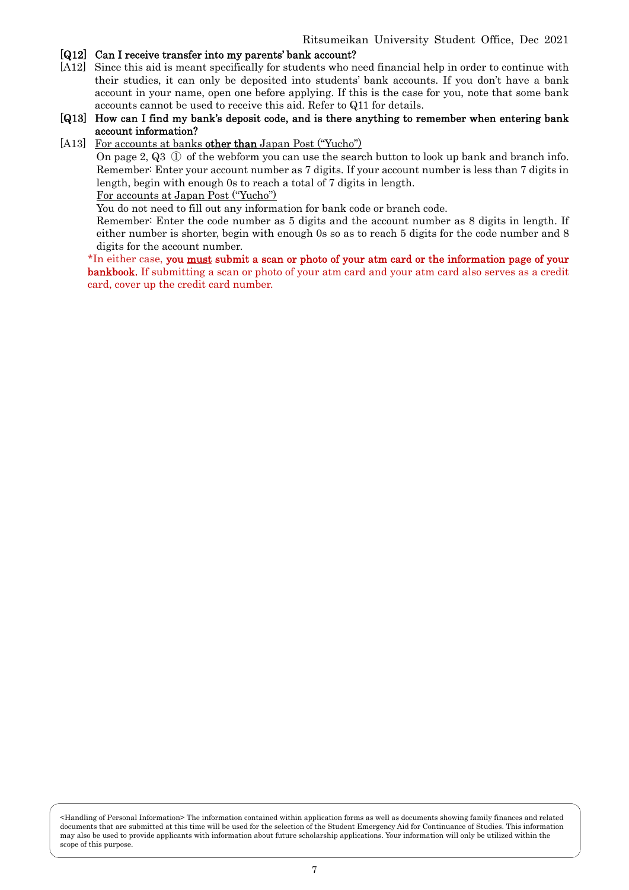**[Q12] Can I receive transfer into my parents' bank account?**

[A12] Since this aid is meant specifically for students who need financial help in order to continue with their studies, it can only be deposited into students' bank accounts. If you don't have a bank account in your name, open one before applying. If this is the case for you, note that some bank accounts cannot be used to receive this aid. Refer to Q11 for details.

**[Q13] How can I find my bank's deposit code, and is there anything to remember when entering bank account information?**

[A13] For accounts at banks **other than** Japan Post ("Yucho")

On page 2, Q3 ① of the webform you can use the search button to look up bank and branch info. Remember: Enter your account number as 7 digits. If your account number is less than 7 digits in length, begin with enough 0s to reach a total of 7 digits in length.

For accounts at Japan Post ("Yucho")

You do not need to fill out any information for bank code or branch code.

Remember: Enter the code number as 5 digits and the account number as 8 digits in length. If either number is shorter, begin with enough 0s so as to reach 5 digits for the code number and 8 digits for the account number.

*In either case, **you must submit a scan or photo of your atm card or the information page of your bankbook.** If submitting a scan or photo of your atm card and your atm card also serves as a credit card, cover up the credit card number.

<Handling of Personal Information> The information contained within application forms as well as documents showing family finances and related documents that are submitted at this time will be used for the selection of the Student Emergency Aid for Continuance of Studies. This information may also be used to provide applicants with information about future scholarship applications. Your information will only be utilized within the scope of this purpose.